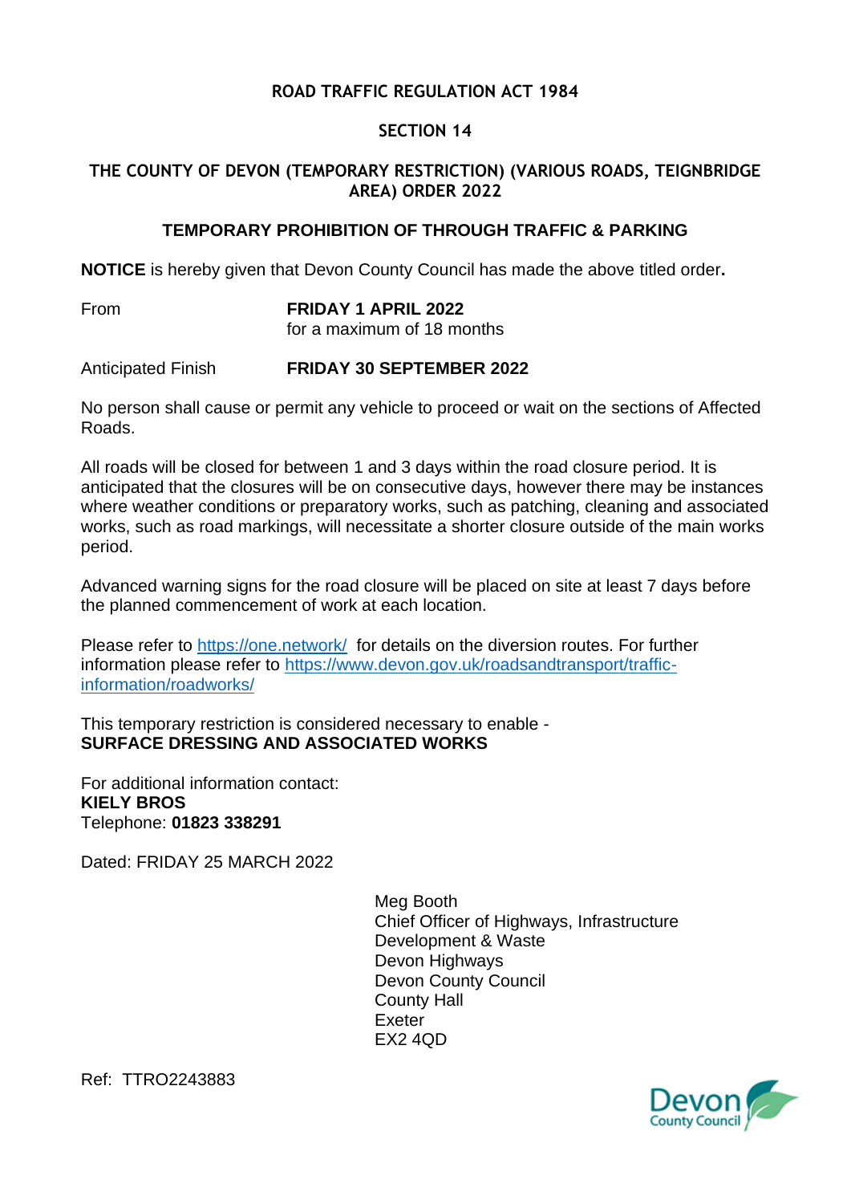# ROAD TRAFFIC REGULATION ACT 1984

## SECTION 14

## THE COUNTY OF DEVON (TEMPORARY RESTRICTION) (VARIOUS ROADS, TEIGNBRIDGE AREA) ORDER 2022

### TEMPORARY PROHIBITION OF THROUGH TRAFFIC & PARKING

**NOTICE** is hereby given that Devon County Council has made the above titled order**.**

From **FRIDAY 1 APRIL 2022**
for a maximum of 18 months

Anticipated Finish **FRIDAY 30 SEPTEMBER 2022**

No person shall cause or permit any vehicle to proceed or wait on the sections of Affected Roads.

All roads will be closed for between 1 and 3 days within the road closure period. It is anticipated that the closures will be on consecutive days, however there may be instances where weather conditions or preparatory works, such as patching, cleaning and associated works, such as road markings, will necessitate a shorter closure outside of the main works period.

Advanced warning signs for the road closure will be placed on site at least 7 days before the planned commencement of work at each location.

Please refer to https://one.network/ for details on the diversion routes. For further information please refer to https://www.devon.gov.uk/roadsandtransport/traffic-information/roadworks/

This temporary restriction is considered necessary to enable -
**SURFACE DRESSING AND ASSOCIATED WORKS**

For additional information contact:
**KIELY BROS**
Telephone: **01823 338291**

Dated: FRIDAY 25 MARCH 2022

Meg Booth
Chief Officer of Highways, Infrastructure Development & Waste
Devon Highways
Devon County Council
County Hall
Exeter
EX2 4QD

Ref: TTRO2243883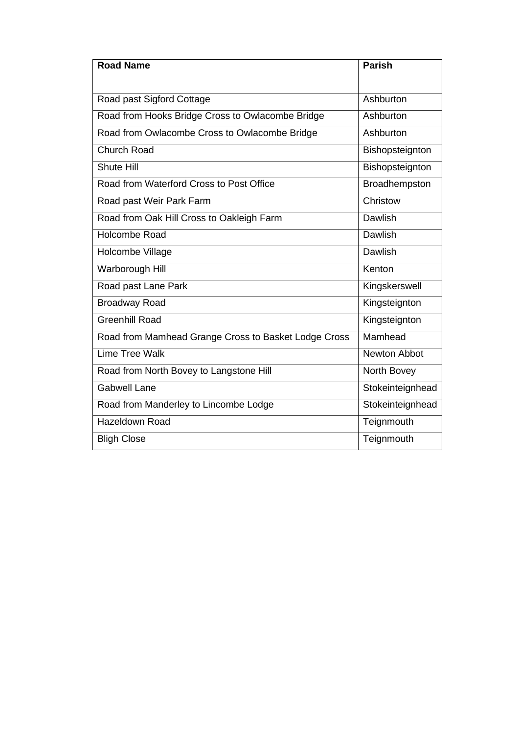| Road Name | Parish |
|---|---|
| Road past Sigford Cottage | Ashburton |
| Road from Hooks Bridge Cross to Owlacombe Bridge | Ashburton |
| Road from Owlacombe Cross to Owlacombe Bridge | Ashburton |
| Church Road | Bishopsteignton |
| Shute Hill | Bishopsteignton |
| Road from Waterford Cross to Post Office | Broadhempston |
| Road past Weir Park Farm | Christow |
| Road from Oak Hill Cross to Oakleigh Farm | Dawlish |
| Holcombe Road | Dawlish |
| Holcombe Village | Dawlish |
| Warborough Hill | Kenton |
| Road past Lane Park | Kingskerswell |
| Broadway Road | Kingsteignton |
| Greenhill Road | Kingsteignton |
| Road from Mamhead Grange Cross to Basket Lodge Cross | Mamhead |
| Lime Tree Walk | Newton Abbot |
| Road from North Bovey to Langstone Hill | North Bovey |
| Gabwell Lane | Stokeinteignhead |
| Road from Manderley to Lincombe Lodge | Stokeinteignhead |
| Hazeldown Road | Teignmouth |
| Bligh Close | Teignmouth |